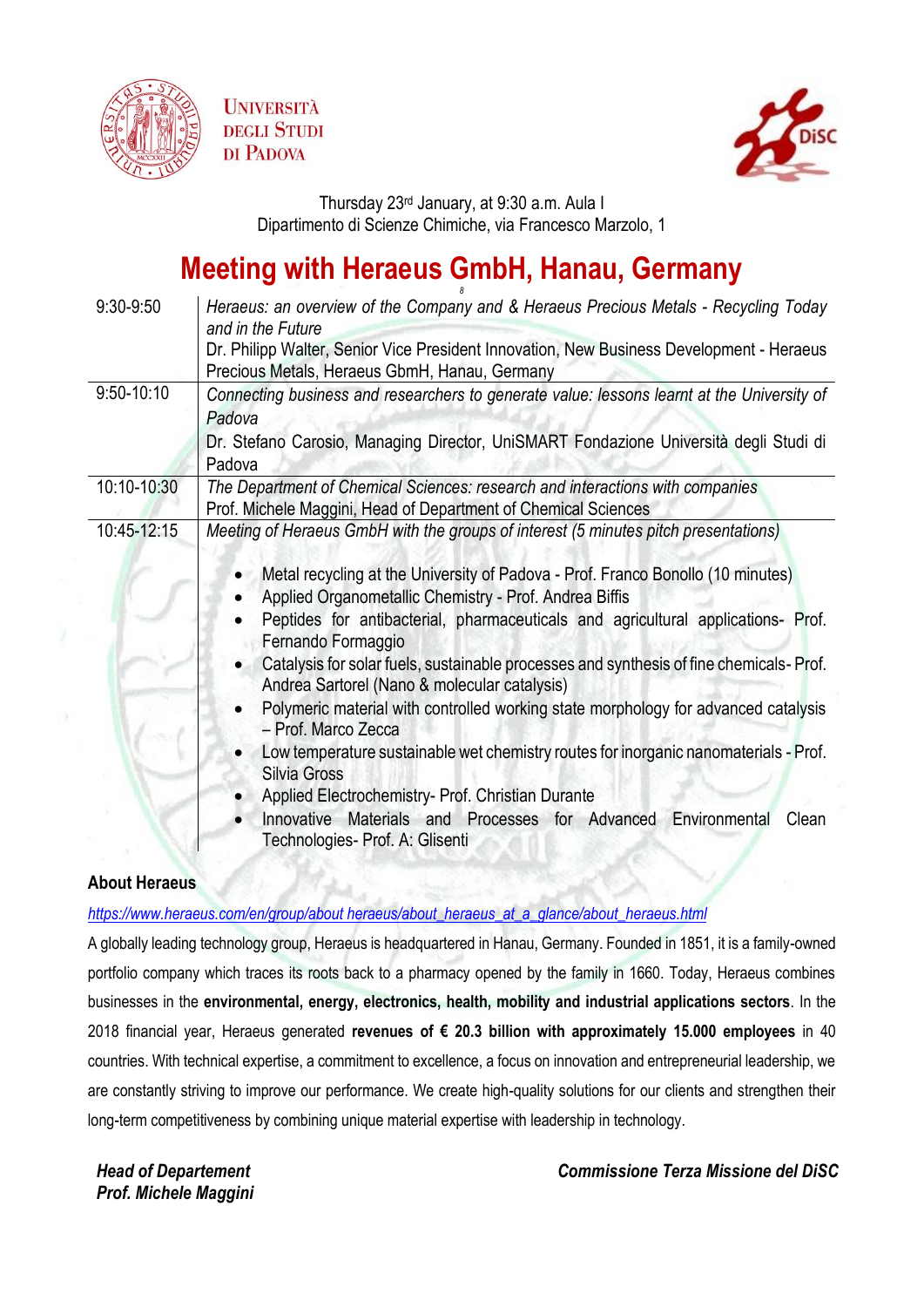UNIVERSITÀ DEGLI STUDI DI PADOVA

DiSC

Thursday 23rd January, at 9:30 a.m. Aula I
Dipartimento di Scienze Chimiche, via Francesco Marzolo, 1

# Meeting with Heraeus GmbH, Hanau, Germany

| | |
|---|---|
| 9:30-9:50 | *Heraeus: an overview of the Company and & Heraeus Precious Metals - Recycling Today and in the Future* <br> Dr. Philipp Walter, Senior Vice President Innovation, New Business Development - Heraeus Precious Metals, Heraeus GbmH, Hanau, Germany |
| 9:50-10:10 | *Connecting business and researchers to generate value: lessons learnt at the University of Padova* <br> Dr. Stefano Carosio, Managing Director, UniSMART Fondazione Università degli Studi di Padova |
| 10:10-10:30 | *The Department of Chemical Sciences: research and interactions with companies* <br> Prof. Michele Maggini, Head of Department of Chemical Sciences |
| 10:45-12:15 | *Meeting of Heraeus GmbH with the groups of interest (5 minutes pitch presentations)* <br> • Metal recycling at the University of Padova - Prof. Franco Bonollo (10 minutes) <br> • Applied Organometallic Chemistry - Prof. Andrea Biffis <br> • Peptides for antibacterial, pharmaceuticals and agricultural applications- Prof. Fernando Formaggio <br> • Catalysis for solar fuels, sustainable processes and synthesis of fine chemicals- Prof. Andrea Sartorel (Nano & molecular catalysis) <br> • Polymeric material with controlled working state morphology for advanced catalysis – Prof. Marco Zecca <br> • Low temperature sustainable wet chemistry routes for inorganic nanomaterials - Prof. Silvia Gross <br> • Applied Electrochemistry- Prof. Christian Durante <br> • Innovative Materials and Processes for Advanced Environmental Clean Technologies- Prof. A: Glisenti |

**About Heraeus**

https://www.heraeus.com/en/group/about heraeus/about_heraeus_at_a_glance/about_heraeus.html

A globally leading technology group, Heraeus is headquartered in Hanau, Germany. Founded in 1851, it is a family-owned portfolio company which traces its roots back to a pharmacy opened by the family in 1660. Today, Heraeus combines businesses in the **environmental, energy, electronics, health, mobility and industrial applications sectors**. In the 2018 financial year, Heraeus generated **revenues of € 20.3 billion with approximately 15.000 employees** in 40 countries. With technical expertise, a commitment to excellence, a focus on innovation and entrepreneurial leadership, we are constantly striving to improve our performance. We create high-quality solutions for our clients and strengthen their long-term competitiveness by combining unique material expertise with leadership in technology.

***Head of Departement***
***Prof. Michele Maggini***

***Commissione Terza Missione del DiSC***